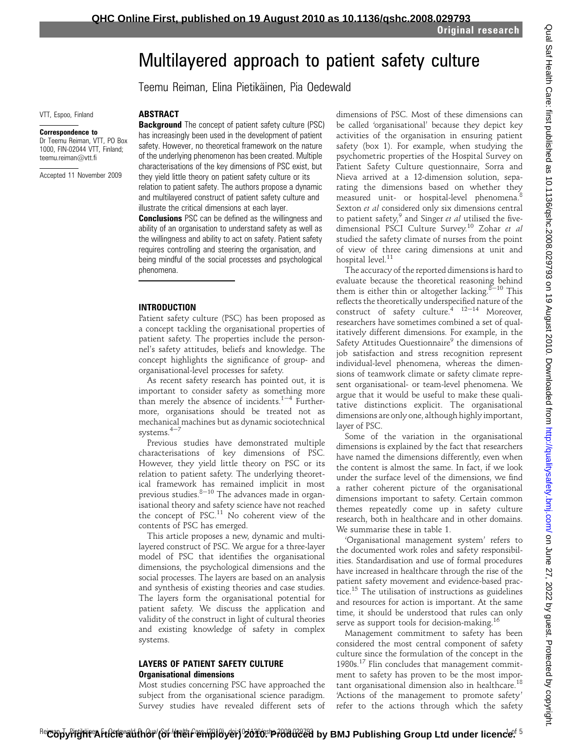# Multilayered approach to patient safety culture

Teemu Reiman, Elina Pietikäinen, Pia Oedewald

VTT, Espoo, Finland

**Correspondence to**
Dr Teemu Reiman, VTT, PO Box 1000, FIN-02044 VTT, Finland; teemu.reiman@vtt.fi

Accepted 11 November 2009

## ABSTRACT

**Background** The concept of patient safety culture (PSC) has increasingly been used in the development of patient safety. However, no theoretical framework on the nature of the underlying phenomenon has been created. Multiple characterisations of the key dimensions of PSC exist, but they yield little theory on patient safety culture or its relation to patient safety. The authors propose a dynamic and multilayered construct of patient safety culture and illustrate the critical dimensions at each layer.

**Conclusions** PSC can be defined as the willingness and ability of an organisation to understand safety as well as the willingness and ability to act on safety. Patient safety requires controlling and steering the organisation, and being mindful of the social processes and psychological phenomena.

## INTRODUCTION

Patient safety culture (PSC) has been proposed as a concept tackling the organisational properties of patient safety. The properties include the personnel's safety attitudes, beliefs and knowledge. The concept highlights the significance of group- and organisational-level processes for safety.

As recent safety research has pointed out, it is important to consider safety as something more than merely the absence of incidents.[1–4] Furthermore, organisations should be treated not as mechanical machines but as dynamic sociotechnical systems.[4–7]

Previous studies have demonstrated multiple characterisations of key dimensions of PSC. However, they yield little theory on PSC or its relation to patient safety. The underlying theoretical framework has remained implicit in most previous studies.[8–10] The advances made in organisational theory and safety science have not reached the concept of PSC.[11] No coherent view of the contents of PSC has emerged.

This article proposes a new, dynamic and multilayered construct of PSC. We argue for a three-layer model of PSC that identifies the organisational dimensions, the psychological dimensions and the social processes. The layers are based on an analysis and synthesis of existing theories and case studies. The layers form the organisational potential for patient safety. We discuss the application and validity of the construct in light of cultural theories and existing knowledge of safety in complex systems.

## LAYERS OF PATIENT SAFETY CULTURE

### Organisational dimensions

Most studies concerning PSC have approached the subject from the organisational science paradigm. Survey studies have revealed different sets of dimensions of PSC. Most of these dimensions can be called 'organisational' because they depict key activities of the organisation in ensuring patient safety (box 1). For example, when studying the psychometric properties of the Hospital Survey on Patient Safety Culture questionnaire, Sorra and Nieva arrived at a 12-dimension solution, separating the dimensions based on whether they measured unit- or hospital-level phenomena.[8] Sexton *et al* considered only six dimensions central to patient safety,[9] and Singer *et al* utilised the five-dimensional PSCI Culture Survey.[10] Zohar *et al* studied the safety climate of nurses from the point of view of three caring dimensions at unit and hospital level.[11]

The accuracy of the reported dimensions is hard to evaluate because the theoretical reasoning behind them is either thin or altogether lacking.[8–10] This reflects the theoretically underspecified nature of the construct of safety culture.[4 12–14] Moreover, researchers have sometimes combined a set of qualitatively different dimensions. For example, in the Safety Attitudes Questionnaire[9] the dimensions of job satisfaction and stress recognition represent individual-level phenomena, whereas the dimensions of teamwork climate or safety climate represent organisational- or team-level phenomena. We argue that it would be useful to make these qualitative distinctions explicit. The organisational dimensions are only one, although highly important, layer of PSC.

Some of the variation in the organisational dimensions is explained by the fact that researchers have named the dimensions differently, even when the content is almost the same. In fact, if we look under the surface level of the dimensions, we find a rather coherent picture of the organisational dimensions important to safety. Certain common themes repeatedly come up in safety culture research, both in healthcare and in other domains. We summarise these in table 1.

'Organisational management system' refers to the documented work roles and safety responsibilities. Standardisation and use of formal procedures have increased in healthcare through the rise of the patient safety movement and evidence-based practice.[15] The utilisation of instructions as guidelines and resources for action is important. At the same time, it should be understood that rules can only serve as support tools for decision-making.[16]

Management commitment to safety has been considered the most central component of safety culture since the formulation of the concept in the 1980s.[17] Flin concludes that management commitment to safety has proven to be the most important organisational dimension also in healthcare.[18] 'Actions of the management to promote safety' refer to the actions through which the safety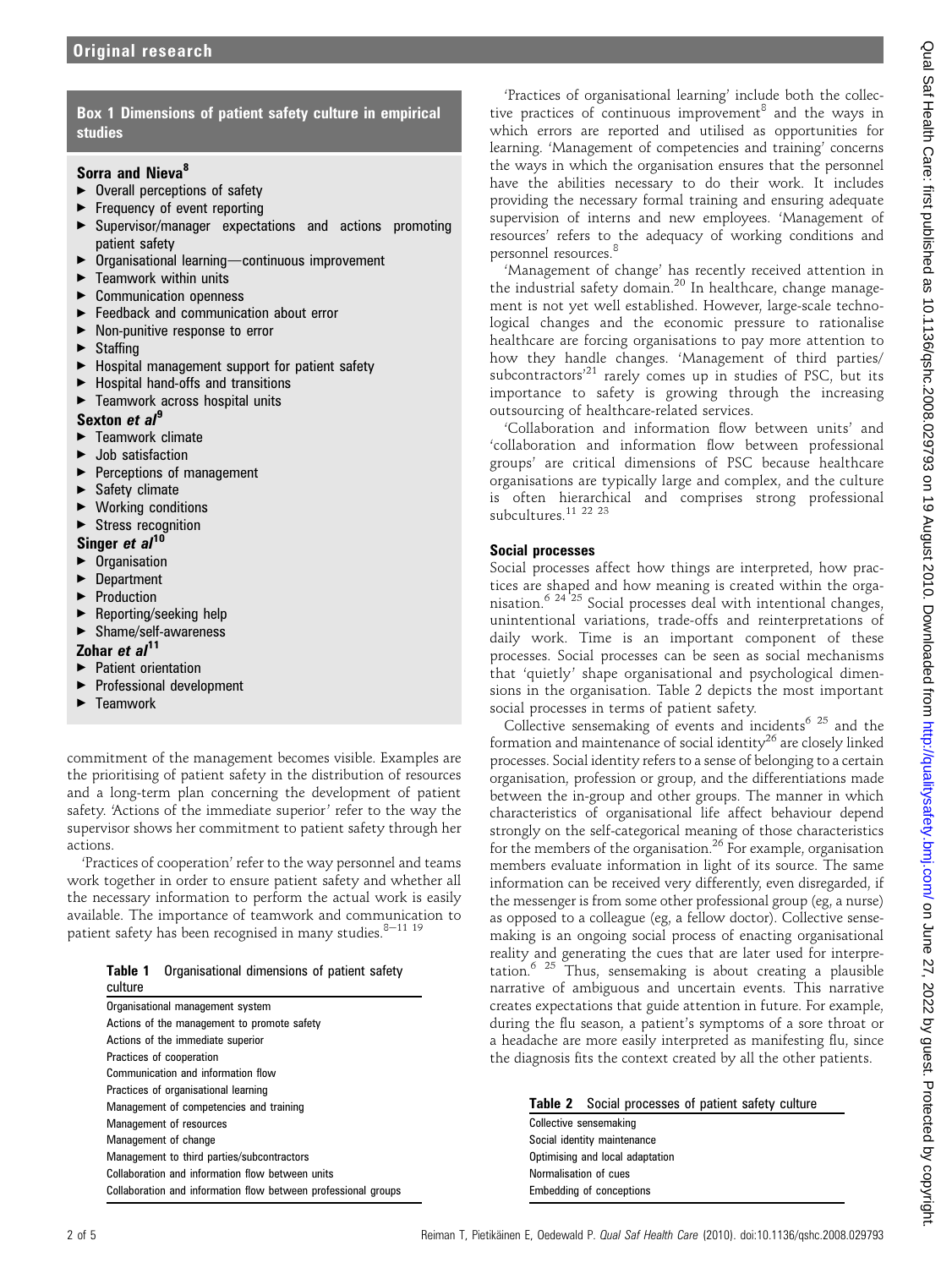## Box 1 Dimensions of patient safety culture in empirical studies

**Sorra and Nieva[8]**

- Overall perceptions of safety
- Frequency of event reporting
- Supervisor/manager expectations and actions promoting patient safety
- Organisational learning—continuous improvement
- Teamwork within units
- Communication openness
- Feedback and communication about error
- Non-punitive response to error
- Staffing
- Hospital management support for patient safety
- Hospital hand-offs and transitions
- Teamwork across hospital units

**Sexton *et al*[9]**

- Teamwork climate
- Job satisfaction
- Perceptions of management
- Safety climate
- Working conditions
- Stress recognition

**Singer *et al*[10]**

- Organisation
- Department
- Production
- Reporting/seeking help
- Shame/self-awareness

**Zohar *et al*[11]**

- Patient orientation
- Professional development
- Teamwork

commitment of the management becomes visible. Examples are the prioritising of patient safety in the distribution of resources and a long-term plan concerning the development of patient safety. 'Actions of the immediate superior' refer to the way the supervisor shows her commitment to patient safety through her actions.

'Practices of cooperation' refer to the way personnel and teams work together in order to ensure patient safety and whether all the necessary information to perform the actual work is easily available. The importance of teamwork and communication to patient safety has been recognised in many studies.[8–11 19]

**Table 1** Organisational dimensions of patient safety culture

| Organisational management system |
|---|
| Actions of the management to promote safety |
| Actions of the immediate superior |
| Practices of cooperation |
| Communication and information flow |
| Practices of organisational learning |
| Management of competencies and training |
| Management of resources |
| Management of change |
| Management to third parties/subcontractors |
| Collaboration and information flow between units |
| Collaboration and information flow between professional groups |

'Practices of organisational learning' include both the collective practices of continuous improvement[8] and the ways in which errors are reported and utilised as opportunities for learning. 'Management of competencies and training' concerns the ways in which the organisation ensures that the personnel have the abilities necessary to do their work. It includes providing the necessary formal training and ensuring adequate supervision of interns and new employees. 'Management of resources' refers to the adequacy of working conditions and personnel resources.[8]

'Management of change' has recently received attention in the industrial safety domain.[20] In healthcare, change management is not yet well established. However, large-scale technological changes and the economic pressure to rationalise healthcare are forcing organisations to pay more attention to how they handle changes. 'Management of third parties/subcontractors'[21] rarely comes up in studies of PSC, but its importance to safety is growing through the increasing outsourcing of healthcare-related services.

'Collaboration and information flow between units' and 'collaboration and information flow between professional groups' are critical dimensions of PSC because healthcare organisations are typically large and complex, and the culture is often hierarchical and comprises strong professional subcultures.[11 22 23]

### Social processes

Social processes affect how things are interpreted, how practices are shaped and how meaning is created within the organisation.[6 24 25] Social processes deal with intentional changes, unintentional variations, trade-offs and reinterpretations of daily work. Time is an important component of these processes. Social processes can be seen as social mechanisms that 'quietly' shape organisational and psychological dimensions in the organisation. Table 2 depicts the most important social processes in terms of patient safety.

Collective sensemaking of events and incidents[6 25] and the formation and maintenance of social identity[26] are closely linked processes. Social identity refers to a sense of belonging to a certain organisation, profession or group, and the differentiations made between the in-group and other groups. The manner in which characteristics of organisational life affect behaviour depend strongly on the self-categorical meaning of those characteristics for the members of the organisation.[26] For example, organisation members evaluate information in light of its source. The same information can be received very differently, even disregarded, if the messenger is from some other professional group (eg, a nurse) as opposed to a colleague (eg, a fellow doctor). Collective sensemaking is an ongoing social process of enacting organisational reality and generating the cues that are later used for interpretation.[6 25] Thus, sensemaking is about creating a plausible narrative of ambiguous and uncertain events. This narrative creates expectations that guide attention in future. For example, during the flu season, a patient's symptoms of a sore throat or a headache are more easily interpreted as manifesting flu, since the diagnosis fits the context created by all the other patients.

**Table 2** Social processes of patient safety culture

| Collective sensemaking |
|---|
| Social identity maintenance |
| Optimising and local adaptation |
| Normalisation of cues |
| Embedding of conceptions |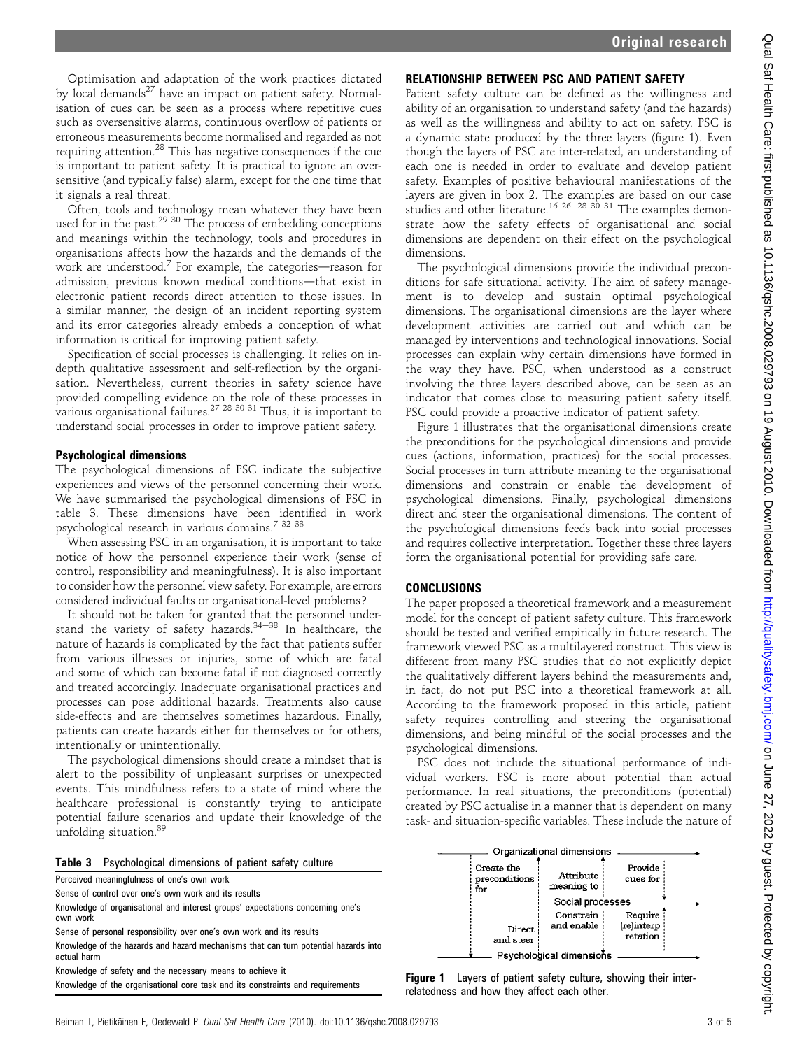Optimisation and adaptation of the work practices dictated by local demands[27] have an impact on patient safety. Normalisation of cues can be seen as a process where repetitive cues such as oversensitive alarms, continuous overflow of patients or erroneous measurements become normalised and regarded as not requiring attention.[28] This has negative consequences if the cue is important to patient safety. It is practical to ignore an oversensitive (and typically false) alarm, except for the one time that it signals a real threat.

Often, tools and technology mean whatever they have been used for in the past.[29 30] The process of embedding conceptions and meanings within the technology, tools and procedures in organisations affects how the hazards and the demands of the work are understood.[7] For example, the categories—reason for admission, previous known medical conditions—that exist in electronic patient records direct attention to these issues. In a similar manner, the design of an incident reporting system and its error categories already embeds a conception of what information is critical for improving patient safety.

Specification of social processes is challenging. It relies on in-depth qualitative assessment and self-reflection by the organisation. Nevertheless, current theories in safety science have provided compelling evidence on the role of these processes in various organisational failures.[27 28 30 31] Thus, it is important to understand social processes in order to improve patient safety.

### Psychological dimensions

The psychological dimensions of PSC indicate the subjective experiences and views of the personnel concerning their work. We have summarised the psychological dimensions of PSC in table 3. These dimensions have been identified in work psychological research in various domains.[7 32 33]

When assessing PSC in an organisation, it is important to take notice of how the personnel experience their work (sense of control, responsibility and meaningfulness). It is also important to consider how the personnel view safety. For example, are errors considered individual faults or organisational-level problems?

It should not be taken for granted that the personnel understand the variety of safety hazards.[34–38] In healthcare, the nature of hazards is complicated by the fact that patients suffer from various illnesses or injuries, some of which are fatal and some of which can become fatal if not diagnosed correctly and treated accordingly. Inadequate organisational practices and processes can pose additional hazards. Treatments also cause side-effects and are themselves sometimes hazardous. Finally, patients can create hazards either for themselves or for others, intentionally or unintentionally.

The psychological dimensions should create a mindset that is alert to the possibility of unpleasant surprises or unexpected events. This mindfulness refers to a state of mind where the healthcare professional is constantly trying to anticipate potential failure scenarios and update their knowledge of the unfolding situation.[39]

**Table 3** Psychological dimensions of patient safety culture

| Psychological dimensions of patient safety culture |
|---|
| Perceived meaningfulness of one's own work |
| Sense of control over one's own work and its results |
| Knowledge of organisational and interest groups' expectations concerning one's own work |
| Sense of personal responsibility over one's own work and its results |
| Knowledge of the hazards and hazard mechanisms that can turn potential hazards into actual harm |
| Knowledge of safety and the necessary means to achieve it |
| Knowledge of the organisational core task and its constraints and requirements |

## RELATIONSHIP BETWEEN PSC AND PATIENT SAFETY

Patient safety culture can be defined as the willingness and ability of an organisation to understand safety (and the hazards) as well as the willingness and ability to act on safety. PSC is a dynamic state produced by the three layers (figure 1). Even though the layers of PSC are inter-related, an understanding of each one is needed in order to evaluate and develop patient safety. Examples of positive behavioural manifestations of the layers are given in box 2. The examples are based on our case studies and other literature.[16 26–28 30 31] The examples demonstrate how the safety effects of organisational and social dimensions are dependent on their effect on the psychological dimensions.

The psychological dimensions provide the individual preconditions for safe situational activity. The aim of safety management is to develop and sustain optimal psychological dimensions. The organisational dimensions are the layer where development activities are carried out and which can be managed by interventions and technological innovations. Social processes can explain why certain dimensions have formed in the way they have. PSC, when understood as a construct involving the three layers described above, can be seen as an indicator that comes close to measuring patient safety itself. PSC could provide a proactive indicator of patient safety.

Figure 1 illustrates that the organisational dimensions create the preconditions for the psychological dimensions and provide cues (actions, information, practices) for the social processes. Social processes in turn attribute meaning to the organisational dimensions and constrain or enable the development of psychological dimensions. Finally, psychological dimensions direct and steer the organisational dimensions. The content of the psychological dimensions feeds back into social processes and requires collective interpretation. Together these three layers form the organisational potential for providing safe care.

## CONCLUSIONS

The paper proposed a theoretical framework and a measurement model for the concept of patient safety culture. This framework should be tested and verified empirically in future research. The framework viewed PSC as a multilayered construct. This view is different from many PSC studies that do not explicitly depict the qualitatively different layers behind the measurements and, in fact, do not put PSC into a theoretical framework at all. According to the framework proposed in this article, patient safety requires controlling and steering the organisational dimensions, and being mindful of the social processes and the psychological dimensions.

PSC does not include the situational performance of individual workers. PSC is more about potential than actual performance. In real situations, the preconditions (potential) created by PSC actualise in a manner that is dependent on many task- and situation-specific variables. These include the nature of

Organizational dimensions — Create the preconditions for; Attribute meaning to; Provide cues for — Social processes — Constrain and enable; Direct and steer; Require (re)interpretation — Psychological dimensions

**Figure 1** Layers of patient safety culture, showing their inter-relatedness and how they affect each other.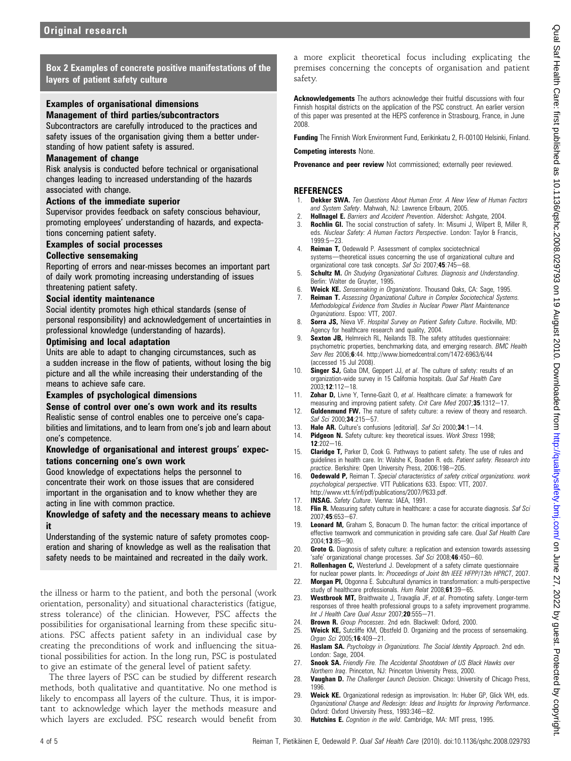**Box 2 Examples of concrete positive manifestations of the layers of patient safety culture**

**Examples of organisational dimensions**

**Management of third parties/subcontractors**

Subcontractors are carefully introduced to the practices and safety issues of the organisation giving them a better understanding of how patient safety is assured.

**Management of change**

Risk analysis is conducted before technical or organisational changes leading to increased understanding of the hazards associated with change.

**Actions of the immediate superior**

Supervisor provides feedback on safety conscious behaviour, promoting employees' understanding of hazards, and expectations concerning patient safety.

**Examples of social processes**

**Collective sensemaking**

Reporting of errors and near-misses becomes an important part of daily work promoting increasing understanding of issues threatening patient safety.

**Social identity maintenance**

Social identity promotes high ethical standards (sense of personal responsibility) and acknowledgement of uncertainties in professional knowledge (understanding of hazards).

**Optimising and local adaptation**

Units are able to adapt to changing circumstances, such as a sudden increase in the flow of patients, without losing the big picture and all the while increasing their understanding of the means to achieve safe care.

**Examples of psychological dimensions**

**Sense of control over one's own work and its results**

Realistic sense of control enables one to perceive one's capabilities and limitations, and to learn from one's job and learn about one's competence.

**Knowledge of organisational and interest groups' expectations concerning one's own work**

Good knowledge of expectations helps the personnel to concentrate their work on those issues that are considered important in the organisation and to know whether they are acting in line with common practice.

**Knowledge of safety and the necessary means to achieve it**

Understanding of the systemic nature of safety promotes cooperation and sharing of knowledge as well as the realisation that safety needs to be maintained and recreated in the daily work.

the illness or harm to the patient, and both the personal (work orientation, personality) and situational characteristics (fatigue, stress tolerance) of the clinician. However, PSC affects the possibilities for organisational learning from these specific situations. PSC affects patient safety in an individual case by creating the preconditions of work and influencing the situational possibilities for action. In the long run, PSC is postulated to give an estimate of the general level of patient safety.

The three layers of PSC can be studied by different research methods, both qualitative and quantitative. No one method is likely to encompass all layers of the culture. Thus, it is important to acknowledge which layer the methods measure and which layers are excluded. PSC research would benefit from a more explicit theoretical focus including explicating the premises concerning the concepts of organisation and patient safety.

**Acknowledgements** The authors acknowledge their fruitful discussions with four Finnish hospital districts on the application of the PSC construct. An earlier version of this paper was presented at the HEPS conference in Strasbourg, France, in June 2008.

**Funding** The Finnish Work Environment Fund, Eerikinkatu 2, FI-00100 Helsinki, Finland.

**Competing interests** None.

**Provenance and peer review** Not commissioned; externally peer reviewed.

## REFERENCES

1. **Dekker SWA.** *Ten Questions About Human Error. A New View of Human Factors and System Safety*. Mahwah, NJ: Lawrence Erlbaum, 2005.
2. **Hollnagel E.** *Barriers and Accident Prevention*. Aldershot: Ashgate, 2004.
3. **Rochlin GI.** The social construction of safety. In: Misumi J, Wilpert B, Miller R, eds. *Nuclear Safety: A Human Factors Perspective*. London: Taylor & Francis, 1999:5–23.
4. **Reiman T,** Oedewald P. Assessment of complex sociotechnical systems—theoretical issues concerning the use of organizational culture and organizational core task concepts. *Saf Sci* 2007;**45**:745–68.
5. **Schultz M.** *On Studying Organizational Cultures. Diagnosis and Understanding*. Berlin: Walter de Gruyter, 1995.
6. **Weick KE.** *Sensemaking in Organizations*. Thousand Oaks, CA: Sage, 1995.
7. **Reiman T.** *Assessing Organizational Culture in Complex Sociotechnical Systems. Methodological Evidence from Studies in Nuclear Power Plant Maintenance Organizations*. Espoo: VTT, 2007.
8. **Sorra JS,** Nieva VF. *Hospital Survey on Patient Safety Culture*. Rockville, MD: Agency for healthcare research and quality, 2004.
9. **Sexton JB,** Helmreich RL, Neilands TB. The safety attitudes questionnaire: psychometric properties, benchmarking data, and emerging research. *BMC Health Serv Res* 2006;**6**:44. http://www.biomedcentral.com/1472-6963/6/44 (accessed 15 Jul 2008).
10. **Singer SJ,** Gaba DM, Geppert JJ, *et al*. The culture of safety: results of an organization-wide survey in 15 California hospitals. *Qual Saf Health Care* 2003;**12**:112–18.
11. **Zohar D,** Livne Y, Tenne-Gazit O, *et al*. Healthcare climate: a framework for measuring and improving patient safety. *Crit Care Med* 2007;**35**:1312–17.
12. **Guldenmund FW.** The nature of safety culture: a review of theory and research. *Saf Sci* 2000;**34**:215–57.
13. **Hale AR.** Culture's confusions [editorial]. *Saf Sci* 2000;**34**:1–14.
14. **Pidgeon N.** Safety culture: key theoretical issues. *Work Stress* 1998; **12**:202–16.
15. **Claridge T,** Parker D, Cook G. Pathways to patient safety. The use of rules and guidelines in health care. In: Walshe K, Boaden R. eds. *Patient safety. Research into practice*. Berkshire: Open University Press, 2006:198–205.
16. **Oedewald P,** Reiman T. *Special characteristics of safety critical organizations. work psychological perspective*. VTT Publications 633. Espoo: VTT, 2007. http://www.vtt.fi/inf/pdf/publications/2007/P633.pdf.
17. **INSAG.** *Safety Culture*. Vienna: IAEA, 1991.
18. **Flin R.** Measuring safety culture in healthcare: a case for accurate diagnosis. *Saf Sci* 2007;**45**:653–67.
19. **Leonard M,** Graham S, Bonacum D. The human factor: the critical importance of effective teamwork and communication in providing safe care. *Qual Saf Health Care* 2004;**13**:85–90.
20. **Grote G.** Diagnosis of safety culture: a replication and extension towards assessing 'safe' organizational change processes. *Saf Sci* 2008;**46**:450–60.
21. **Rollenhagen C,** Westerlund J. Development of a safety climate questionnaire for nuclear power plants. In: *Proceedings of Joint 8th IEEE HFPP/13th HPRCT*, 2007.
22. **Morgan PI,** Obgonna E. Subcultural dynamics in transformation: a multi-perspective study of healthcare professionals. *Hum Relat* 2008;**61**:39–65.
23. **Westbrook MT,** Braithwaite J, Travaglia JF, *et al*. Promoting safety. Longer-term responses of three health professional groups to a safety improvement programme. *Int J Health Care Qual Assur* 2007;**20**:555–71.
24. **Brown R.** *Group Processes*. 2nd edn. Blackwell: Oxford, 2000.
25. **Weick KE,** Sutcliffe KM, Obstfeld D. Organizing and the process of sensemaking. *Organ Sci* 2005;**16**:409–21.
26. **Haslam SA.** *Psychology in Organizations. The Social Identity Approach*. 2nd edn. London: Sage, 2004.
27. **Snook SA.** *Friendly Fire. The Accidental Shootdown of US Black Hawks over Northern Iraq*. Princeton, NJ: Princeton University Press, 2000.
28. **Vaughan D.** *The Challenger Launch Decision*. Chicago: University of Chicago Press, 1996.
29. **Weick KE.** Organizational redesign as improvisation. In: Huber GP, Glick WH, eds. *Organizational Change and Redesign: Ideas and Insights for Improving Performance*. Oxford: Oxford University Press, 1993:346–82.
30. **Hutchins E.** *Cognition in the wild*. Cambridge, MA: MIT press, 1995.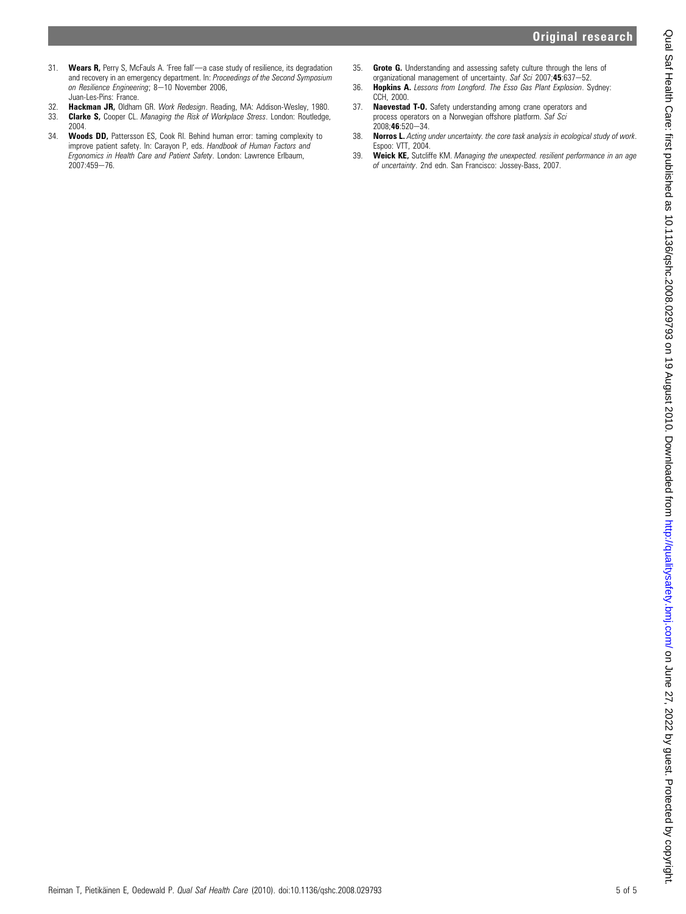31. **Wears R,** Perry S, McFauls A. 'Free fall'—a case study of resilience, its degradation and recovery in an emergency department. In: *Proceedings of the Second Symposium on Resilience Engineering*; 8—10 November 2006, Juan-Les-Pins: France.
32. **Hackman JR,** Oldham GR. *Work Redesign*. Reading, MA: Addison-Wesley, 1980.
33. **Clarke S,** Cooper CL. *Managing the Risk of Workplace Stress*. London: Routledge, 2004.
34. **Woods DD,** Pattersson ES, Cook RI. Behind human error: taming complexity to improve patient safety. In: Carayon P, eds. *Handbook of Human Factors and Ergonomics in Health Care and Patient Safety*. London: Lawrence Erlbaum, 2007:459—76.
35. **Grote G.** Understanding and assessing safety culture through the lens of organizational management of uncertainty. *Saf Sci* 2007;**45**:637—52.
36. **Hopkins A.** *Lessons from Longford. The Esso Gas Plant Explosion*. Sydney: CCH, 2000.
37. **Naevestad T-O.** Safety understanding among crane operators and process operators on a Norwegian offshore platform. *Saf Sci* 2008;**46**:520—34.
38. **Norros L.** *Acting under uncertainty. the core task analysis in ecological study of work*. Espoo: VTT, 2004.
39. **Weick KE,** Sutcliffe KM. *Managing the unexpected. resilient performance in an age of uncertainty*. 2nd edn. San Francisco: Jossey-Bass, 2007.